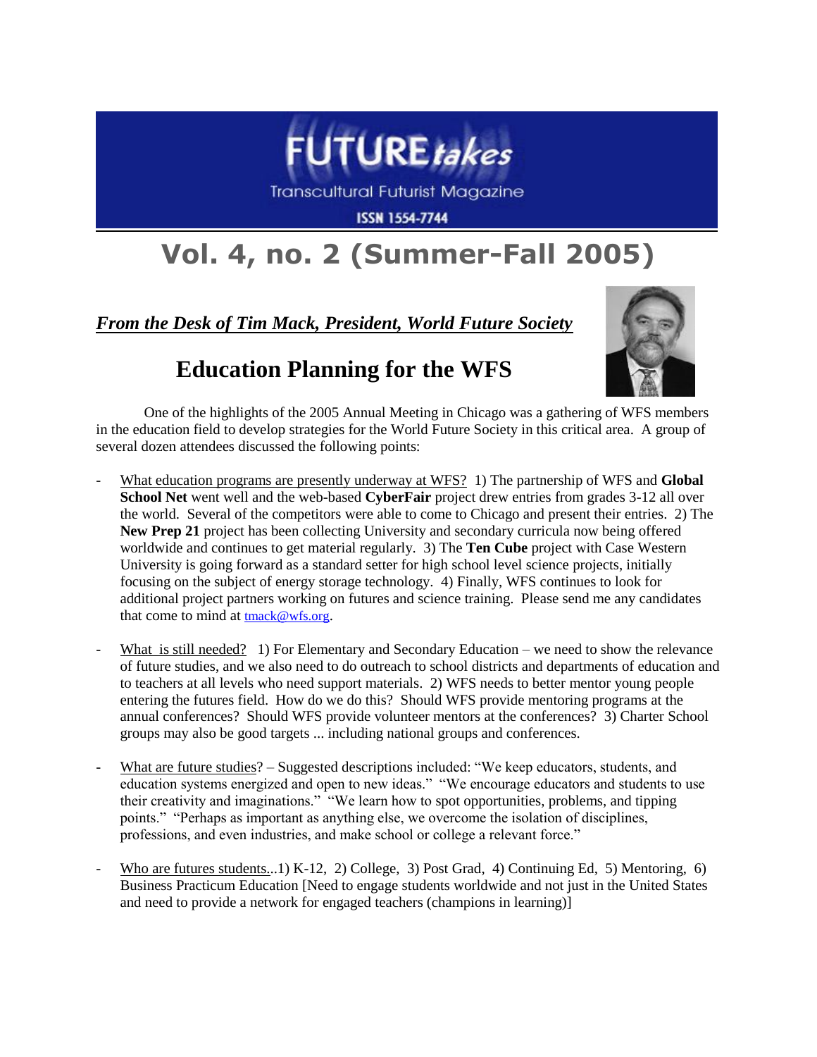# FUTURE*takes*

Transcultural Futurist Magazine

ISSN 1554-7744

# Vol. 4, no. 2 (Summer-Fall 2005)

***From the Desk of Tim Mack, President, World Future Society***

## Education Planning for the WFS

One of the highlights of the 2005 Annual Meeting in Chicago was a gathering of WFS members in the education field to develop strategies for the World Future Society in this critical area. A group of several dozen attendees discussed the following points:

- What education programs are presently underway at WFS? 1) The partnership of WFS and **Global School Net** went well and the web-based **CyberFair** project drew entries from grades 3-12 all over the world. Several of the competitors were able to come to Chicago and present their entries. 2) The **New Prep 21** project has been collecting University and secondary curricula now being offered worldwide and continues to get material regularly. 3) The **Ten Cube** project with Case Western University is going forward as a standard setter for high school level science projects, initially focusing on the subject of energy storage technology. 4) Finally, WFS continues to look for additional project partners working on futures and science training. Please send me any candidates that come to mind at tmack@wfs.org.

- What is still needed? 1) For Elementary and Secondary Education – we need to show the relevance of future studies, and we also need to do outreach to school districts and departments of education and to teachers at all levels who need support materials. 2) WFS needs to better mentor young people entering the futures field. How do we do this? Should WFS provide mentoring programs at the annual conferences? Should WFS provide volunteer mentors at the conferences? 3) Charter School groups may also be good targets ... including national groups and conferences.

- What are future studies? – Suggested descriptions included: "We keep educators, students, and education systems energized and open to new ideas." "We encourage educators and students to use their creativity and imaginations." "We learn how to spot opportunities, problems, and tipping points." "Perhaps as important as anything else, we overcome the isolation of disciplines, professions, and even industries, and make school or college a relevant force."

- Who are futures students...1) K-12, 2) College, 3) Post Grad, 4) Continuing Ed, 5) Mentoring, 6) Business Practicum Education [Need to engage students worldwide and not just in the United States and need to provide a network for engaged teachers (champions in learning)]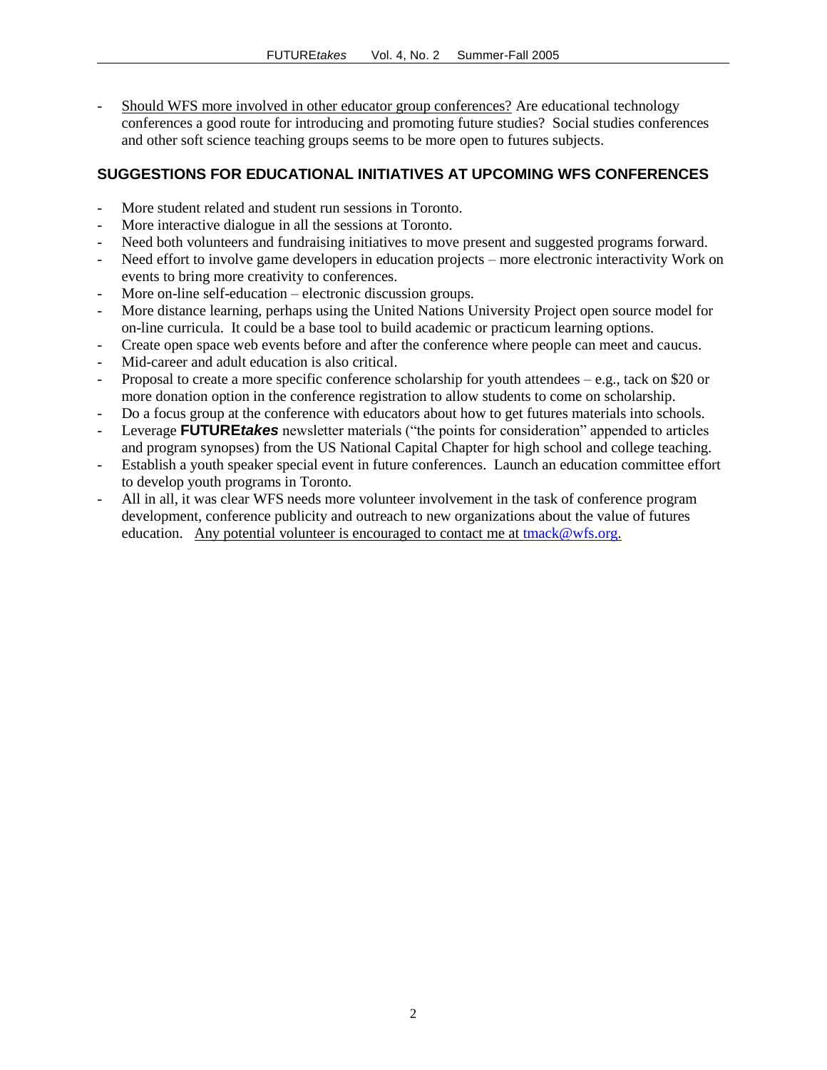- <u>Should WFS more involved in other educator group conferences?</u> Are educational technology conferences a good route for introducing and promoting future studies? Social studies conferences and other soft science teaching groups seems to be more open to futures subjects.

## SUGGESTIONS FOR EDUCATIONAL INITIATIVES AT UPCOMING WFS CONFERENCES

- More student related and student run sessions in Toronto.
- More interactive dialogue in all the sessions at Toronto.
- Need both volunteers and fundraising initiatives to move present and suggested programs forward.
- Need effort to involve game developers in education projects – more electronic interactivity Work on events to bring more creativity to conferences.
- More on-line self-education – electronic discussion groups.
- More distance learning, perhaps using the United Nations University Project open source model for on-line curricula. It could be a base tool to build academic or practicum learning options.
- Create open space web events before and after the conference where people can meet and caucus.
- Mid-career and adult education is also critical.
- Proposal to create a more specific conference scholarship for youth attendees – e.g., tack on $20 or more donation option in the conference registration to allow students to come on scholarship.
- Do a focus group at the conference with educators about how to get futures materials into schools.
- Leverage **FUTURE*takes*** newsletter materials ("the points for consideration" appended to articles and program synopses) from the US National Capital Chapter for high school and college teaching.
- Establish a youth speaker special event in future conferences. Launch an education committee effort to develop youth programs in Toronto.
- All in all, it was clear WFS needs more volunteer involvement in the task of conference program development, conference publicity and outreach to new organizations about the value of futures education. <u>Any potential volunteer is encouraged to contact me at tmack@wfs.org.</u>